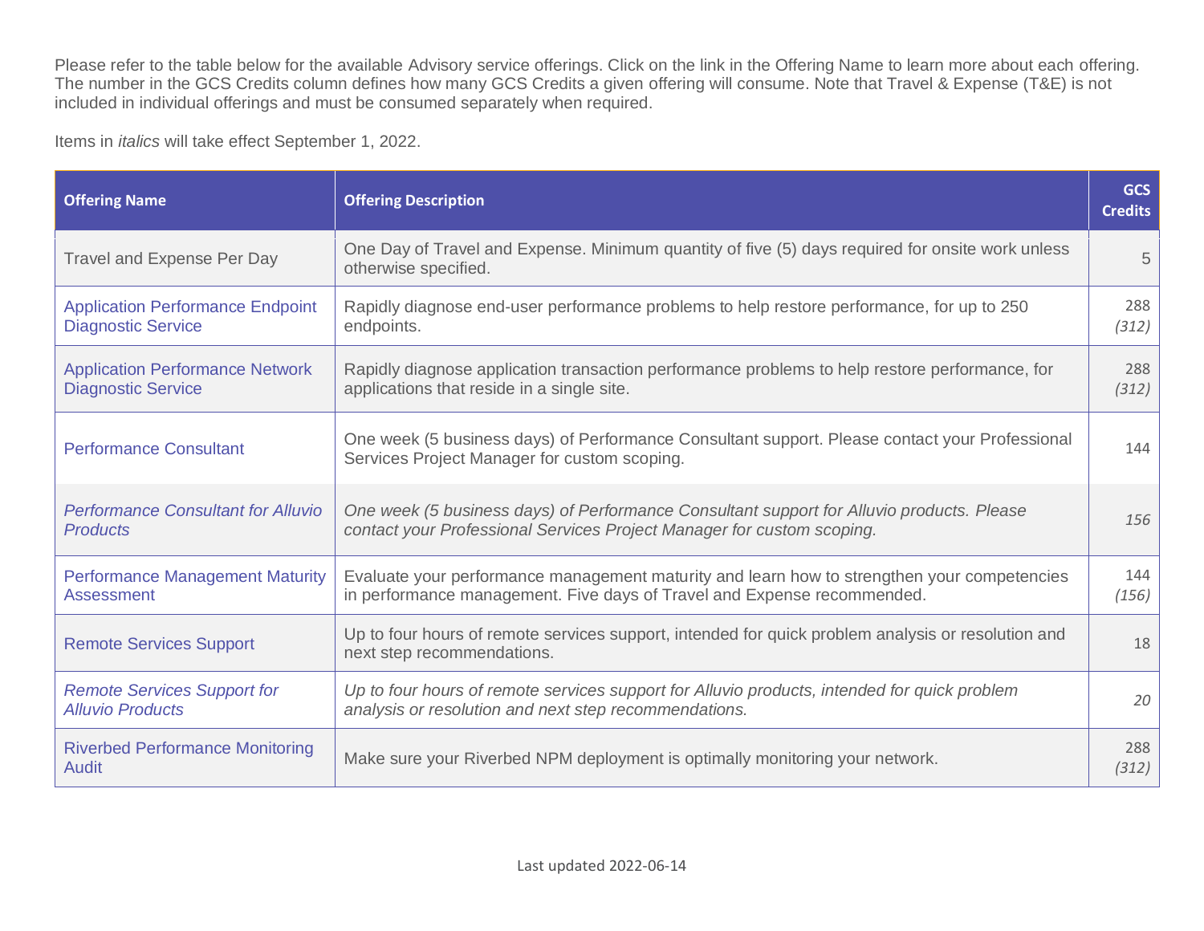Please refer to the table below for the available Advisory service offerings. Click on the link in the Offering Name to learn more about each offering. The number in the GCS Credits column defines how many GCS Credits a given offering will consume. Note that Travel & Expense (T&E) is not included in individual offerings and must be consumed separately when required.

Items in *italics* will take effect September 1, 2022.

| Offering Name | Offering Description | GCS Credits |
|---|---|---|
| Travel and Expense Per Day | One Day of Travel and Expense. Minimum quantity of five (5) days required for onsite work unless otherwise specified. | 5 |
| Application Performance Endpoint Diagnostic Service | Rapidly diagnose end-user performance problems to help restore performance, for up to 250 endpoints. | 288 *(312)* |
| Application Performance Network Diagnostic Service | Rapidly diagnose application transaction performance problems to help restore performance, for applications that reside in a single site. | 288 *(312)* |
| Performance Consultant | One week (5 business days) of Performance Consultant support. Please contact your Professional Services Project Manager for custom scoping. | 144 |
| *Performance Consultant for Alluvio Products* | *One week (5 business days) of Performance Consultant support for Alluvio products. Please contact your Professional Services Project Manager for custom scoping.* | *156* |
| Performance Management Maturity Assessment | Evaluate your performance management maturity and learn how to strengthen your competencies in performance management. Five days of Travel and Expense recommended. | 144 *(156)* |
| Remote Services Support | Up to four hours of remote services support, intended for quick problem analysis or resolution and next step recommendations. | 18 |
| *Remote Services Support for Alluvio Products* | *Up to four hours of remote services support for Alluvio products, intended for quick problem analysis or resolution and next step recommendations.* | *20* |
| Riverbed Performance Monitoring Audit | Make sure your Riverbed NPM deployment is optimally monitoring your network. | 288 *(312)* |

Last updated 2022-06-14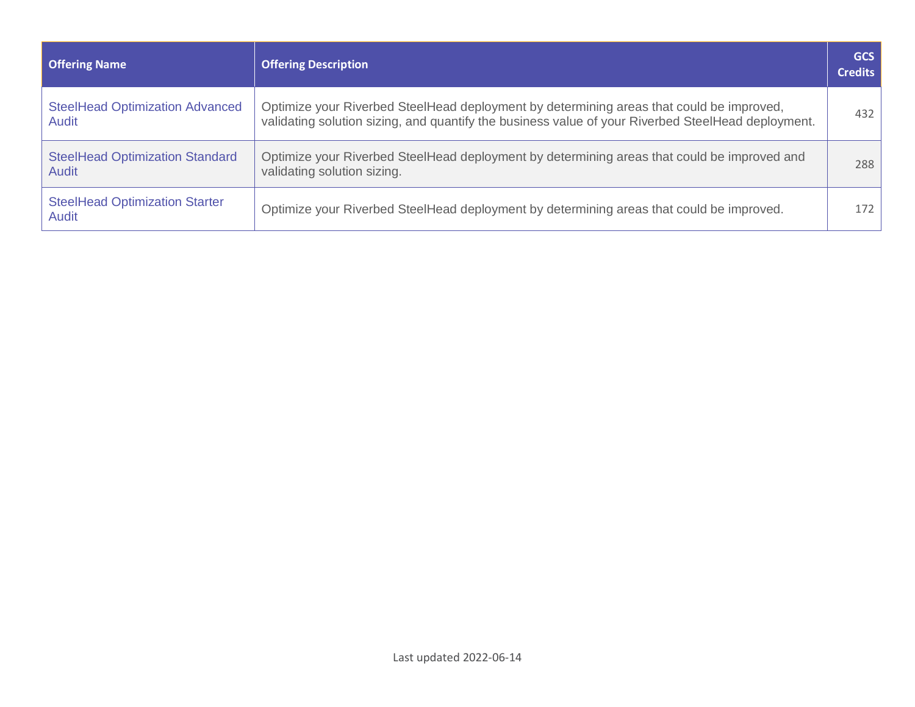| Offering Name | Offering Description | GCS Credits |
|---|---|---|
| SteelHead Optimization Advanced Audit | Optimize your Riverbed SteelHead deployment by determining areas that could be improved, validating solution sizing, and quantify the business value of your Riverbed SteelHead deployment. | 432 |
| SteelHead Optimization Standard Audit | Optimize your Riverbed SteelHead deployment by determining areas that could be improved and validating solution sizing. | 288 |
| SteelHead Optimization Starter Audit | Optimize your Riverbed SteelHead deployment by determining areas that could be improved. | 172 |

Last updated 2022-06-14